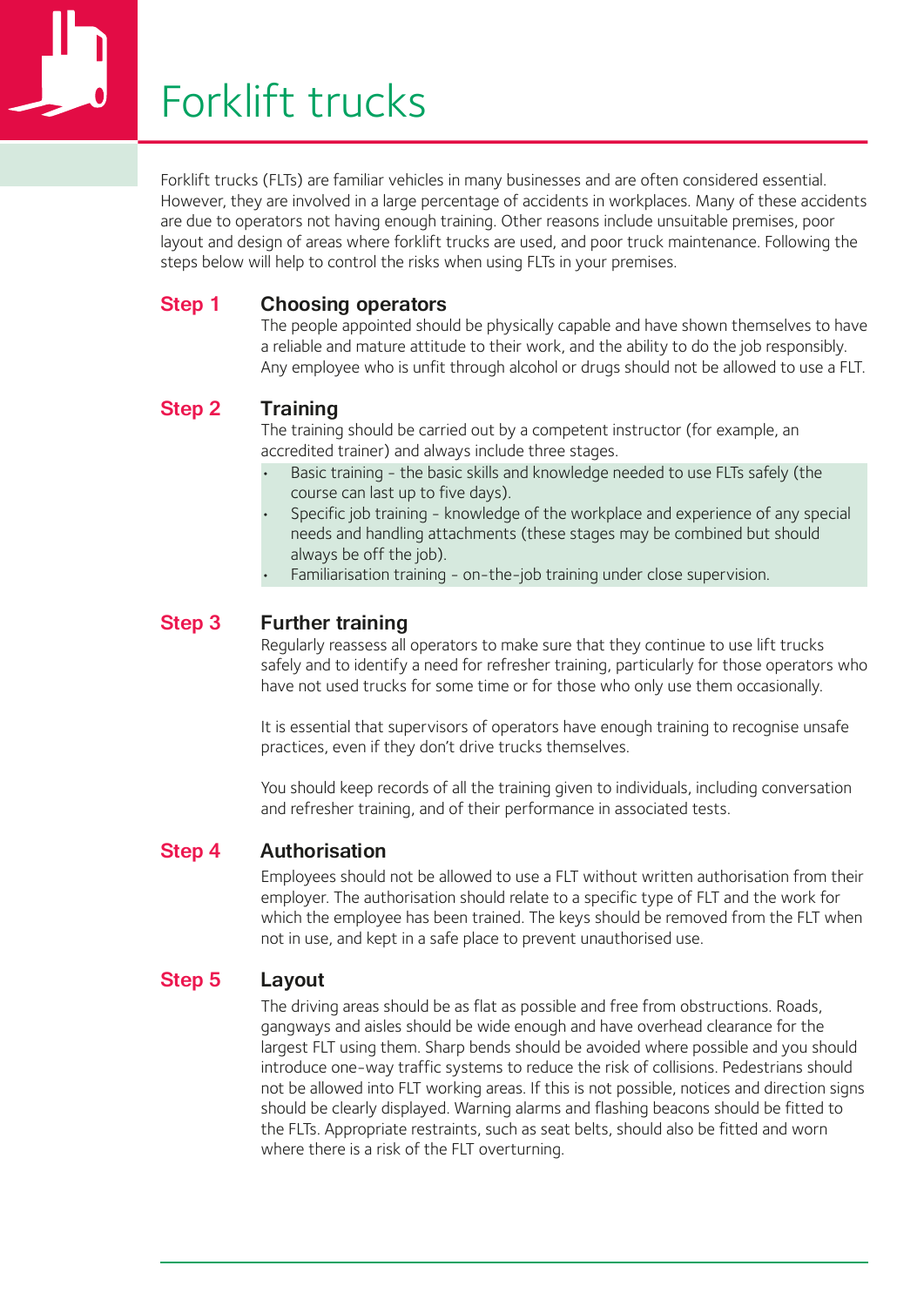# Forklift trucks

Forklift trucks (FLTs) are familiar vehicles in many businesses and are often considered essential. However, they are involved in a large percentage of accidents in workplaces. Many of these accidents are due to operators not having enough training. Other reasons include unsuitable premises, poor layout and design of areas where forklift trucks are used, and poor truck maintenance. Following the steps below will help to control the risks when using FLTs in your premises.

## Step 1 Choosing operators

The people appointed should be physically capable and have shown themselves to have a reliable and mature attitude to their work, and the ability to do the job responsibly. Any employee who is unfit through alcohol or drugs should not be allowed to use a FLT.

## Step 2 Training

The training should be carried out by a competent instructor (for example, an accredited trainer) and always include three stages.

- Basic training - the basic skills and knowledge needed to use FLTs safely (the course can last up to five days).
- Specific job training - knowledge of the workplace and experience of any special needs and handling attachments (these stages may be combined but should always be off the job).
- Familiarisation training - on-the-job training under close supervision.

## Step 3 Further training

Regularly reassess all operators to make sure that they continue to use lift trucks safely and to identify a need for refresher training, particularly for those operators who have not used trucks for some time or for those who only use them occasionally.

It is essential that supervisors of operators have enough training to recognise unsafe practices, even if they don't drive trucks themselves.

You should keep records of all the training given to individuals, including conversation and refresher training, and of their performance in associated tests.

## Step 4 Authorisation

Employees should not be allowed to use a FLT without written authorisation from their employer. The authorisation should relate to a specific type of FLT and the work for which the employee has been trained. The keys should be removed from the FLT when not in use, and kept in a safe place to prevent unauthorised use.

## Step 5 Layout

The driving areas should be as flat as possible and free from obstructions. Roads, gangways and aisles should be wide enough and have overhead clearance for the largest FLT using them. Sharp bends should be avoided where possible and you should introduce one-way traffic systems to reduce the risk of collisions. Pedestrians should not be allowed into FLT working areas. If this is not possible, notices and direction signs should be clearly displayed. Warning alarms and flashing beacons should be fitted to the FLTs. Appropriate restraints, such as seat belts, should also be fitted and worn where there is a risk of the FLT overturning.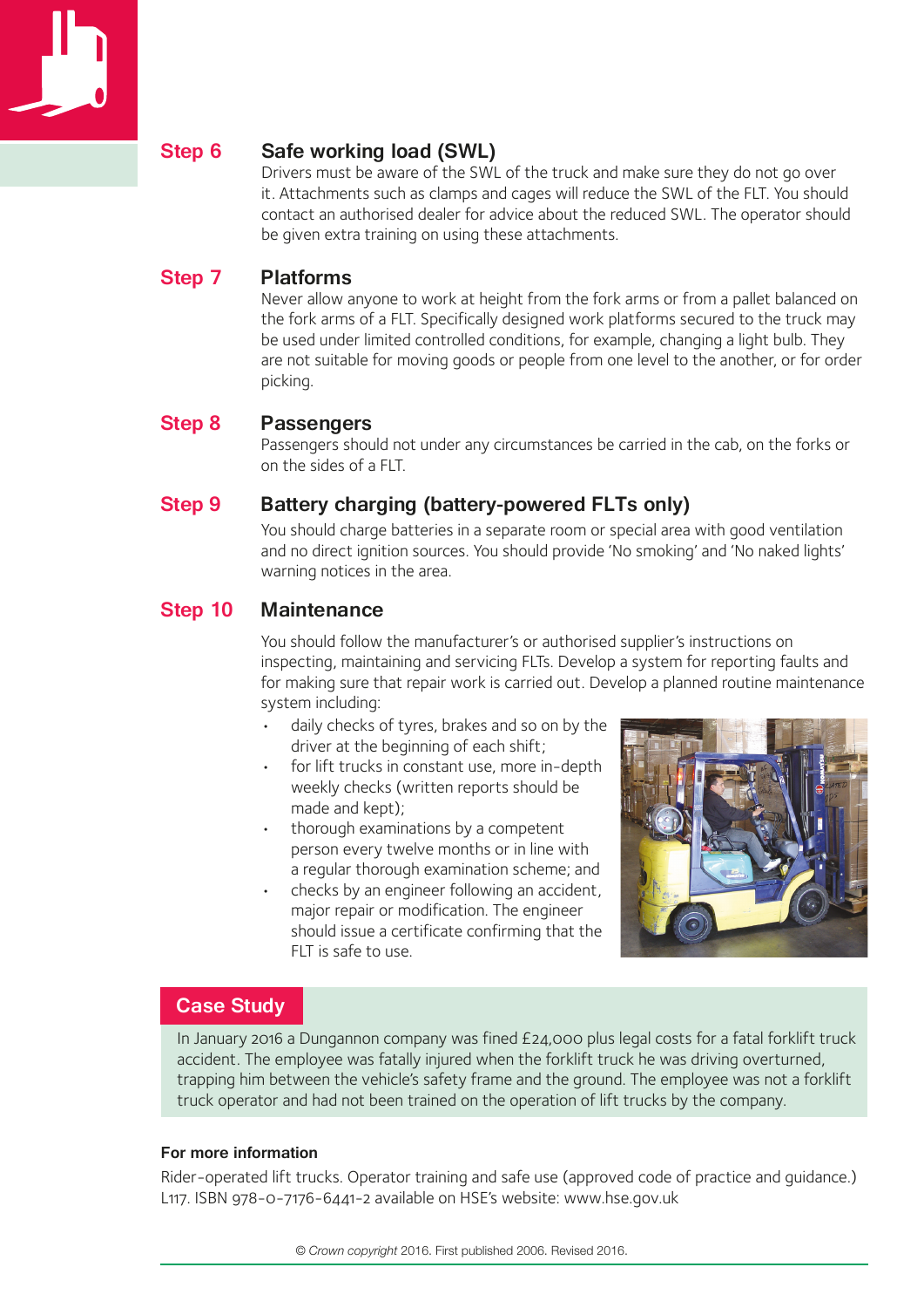## Step 6 Safe working load (SWL)

Drivers must be aware of the SWL of the truck and make sure they do not go over it. Attachments such as clamps and cages will reduce the SWL of the FLT. You should contact an authorised dealer for advice about the reduced SWL. The operator should be given extra training on using these attachments.

## Step 7 Platforms

Never allow anyone to work at height from the fork arms or from a pallet balanced on the fork arms of a FLT. Specifically designed work platforms secured to the truck may be used under limited controlled conditions, for example, changing a light bulb. They are not suitable for moving goods or people from one level to the another, or for order picking.

## Step 8 Passengers

Passengers should not under any circumstances be carried in the cab, on the forks or on the sides of a FLT.

## Step 9 Battery charging (battery-powered FLTs only)

You should charge batteries in a separate room or special area with good ventilation and no direct ignition sources. You should provide 'No smoking' and 'No naked lights' warning notices in the area.

## Step 10 Maintenance

You should follow the manufacturer's or authorised supplier's instructions on inspecting, maintaining and servicing FLTs. Develop a system for reporting faults and for making sure that repair work is carried out. Develop a planned routine maintenance system including:

- daily checks of tyres, brakes and so on by the driver at the beginning of each shift;
- for lift trucks in constant use, more in-depth weekly checks (written reports should be made and kept);
- thorough examinations by a competent person every twelve months or in line with a regular thorough examination scheme; and
- checks by an engineer following an accident, major repair or modification. The engineer should issue a certificate confirming that the FLT is safe to use.

## Case Study

In January 2016 a Dungannon company was fined £24,000 plus legal costs for a fatal forklift truck accident. The employee was fatally injured when the forklift truck he was driving overturned, trapping him between the vehicle's safety frame and the ground. The employee was not a forklift truck operator and had not been trained on the operation of lift trucks by the company.

**For more information**

Rider-operated lift trucks. Operator training and safe use (approved code of practice and guidance.) L117. ISBN 978-0-7176-6441-2 available on HSE's website: www.hse.gov.uk

© *Crown copyright* 2016. First published 2006. Revised 2016.